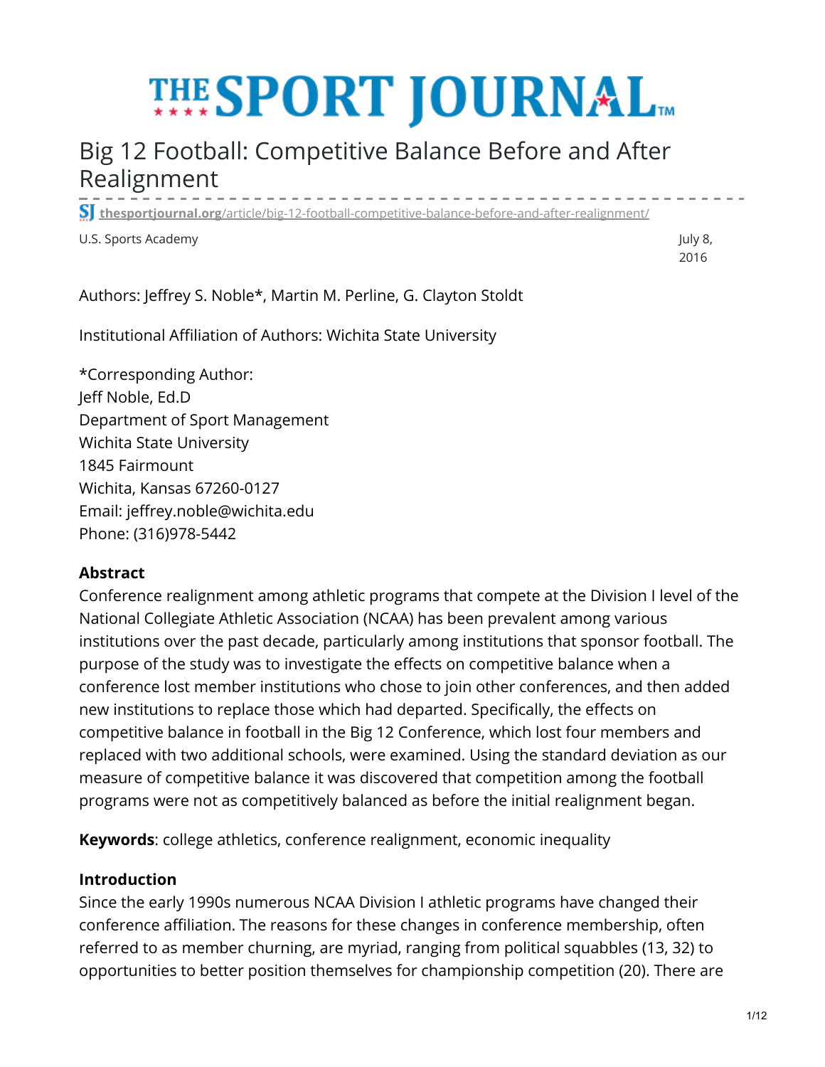# Big 12 Football: Competitive Balance Before and After Realignment

thesportjournal.org/article/big-12-football-competitive-balance-before-and-after-realignment/

U.S. Sports Academy

July 8, 2016

Authors: Jeffrey S. Noble*, Martin M. Perline, G. Clayton Stoldt

Institutional Affiliation of Authors: Wichita State University

*Corresponding Author:
Jeff Noble, Ed.D
Department of Sport Management
Wichita State University
1845 Fairmount
Wichita, Kansas 67260-0127
Email: jeffrey.noble@wichita.edu
Phone: (316)978-5442

**Abstract**
Conference realignment among athletic programs that compete at the Division I level of the National Collegiate Athletic Association (NCAA) has been prevalent among various institutions over the past decade, particularly among institutions that sponsor football. The purpose of the study was to investigate the effects on competitive balance when a conference lost member institutions who chose to join other conferences, and then added new institutions to replace those which had departed. Specifically, the effects on competitive balance in football in the Big 12 Conference, which lost four members and replaced with two additional schools, were examined. Using the standard deviation as our measure of competitive balance it was discovered that competition among the football programs were not as competitively balanced as before the initial realignment began.

**Keywords**: college athletics, conference realignment, economic inequality

**Introduction**
Since the early 1990s numerous NCAA Division I athletic programs have changed their conference affiliation. The reasons for these changes in conference membership, often referred to as member churning, are myriad, ranging from political squabbles (13, 32) to opportunities to better position themselves for championship competition (20). There are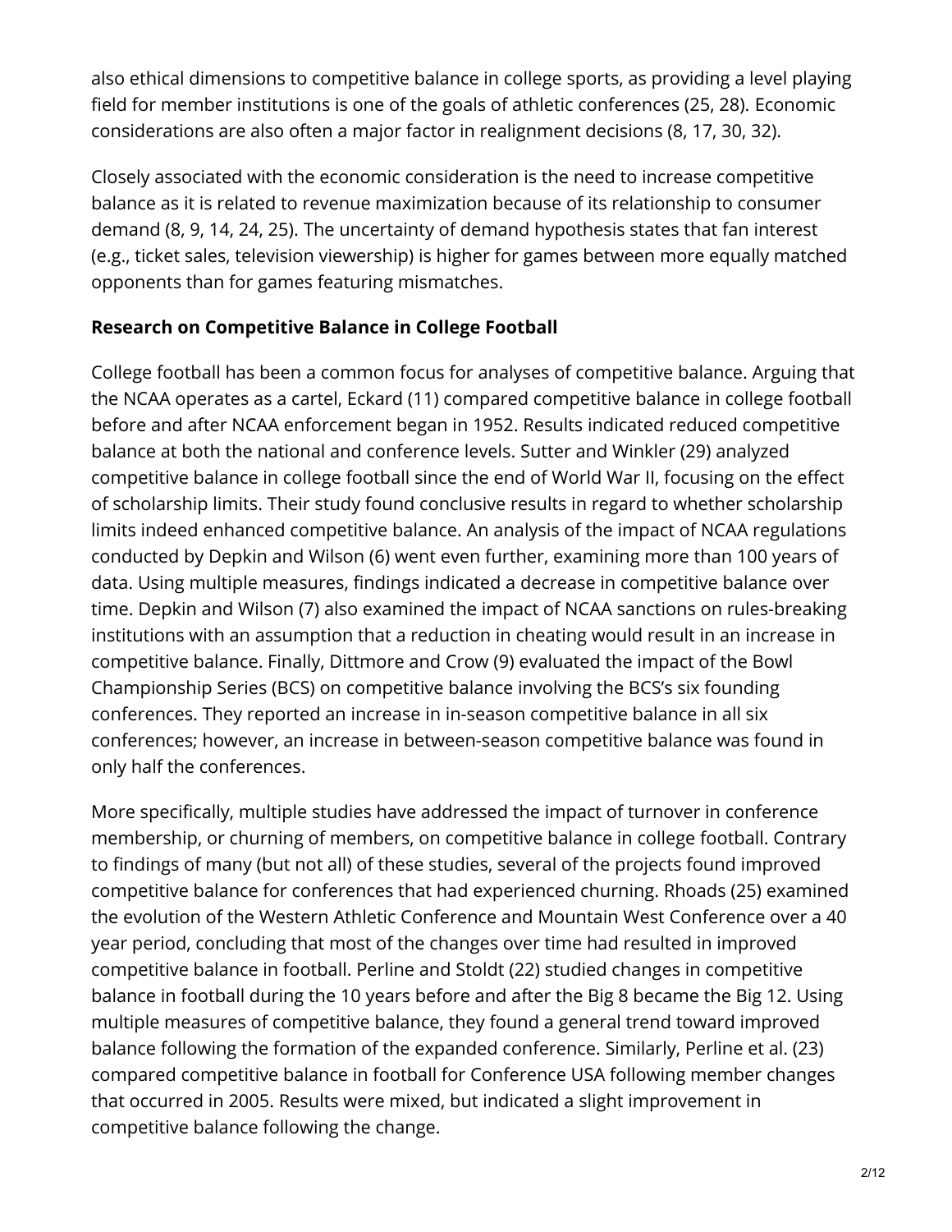also ethical dimensions to competitive balance in college sports, as providing a level playing field for member institutions is one of the goals of athletic conferences (25, 28). Economic considerations are also often a major factor in realignment decisions (8, 17, 30, 32).

Closely associated with the economic consideration is the need to increase competitive balance as it is related to revenue maximization because of its relationship to consumer demand (8, 9, 14, 24, 25). The uncertainty of demand hypothesis states that fan interest (e.g., ticket sales, television viewership) is higher for games between more equally matched opponents than for games featuring mismatches.

**Research on Competitive Balance in College Football**

College football has been a common focus for analyses of competitive balance. Arguing that the NCAA operates as a cartel, Eckard (11) compared competitive balance in college football before and after NCAA enforcement began in 1952. Results indicated reduced competitive balance at both the national and conference levels. Sutter and Winkler (29) analyzed competitive balance in college football since the end of World War II, focusing on the effect of scholarship limits. Their study found conclusive results in regard to whether scholarship limits indeed enhanced competitive balance. An analysis of the impact of NCAA regulations conducted by Depkin and Wilson (6) went even further, examining more than 100 years of data. Using multiple measures, findings indicated a decrease in competitive balance over time. Depkin and Wilson (7) also examined the impact of NCAA sanctions on rules-breaking institutions with an assumption that a reduction in cheating would result in an increase in competitive balance. Finally, Dittmore and Crow (9) evaluated the impact of the Bowl Championship Series (BCS) on competitive balance involving the BCS's six founding conferences. They reported an increase in in-season competitive balance in all six conferences; however, an increase in between-season competitive balance was found in only half the conferences.

More specifically, multiple studies have addressed the impact of turnover in conference membership, or churning of members, on competitive balance in college football. Contrary to findings of many (but not all) of these studies, several of the projects found improved competitive balance for conferences that had experienced churning. Rhoads (25) examined the evolution of the Western Athletic Conference and Mountain West Conference over a 40 year period, concluding that most of the changes over time had resulted in improved competitive balance in football. Perline and Stoldt (22) studied changes in competitive balance in football during the 10 years before and after the Big 8 became the Big 12. Using multiple measures of competitive balance, they found a general trend toward improved balance following the formation of the expanded conference. Similarly, Perline et al. (23) compared competitive balance in football for Conference USA following member changes that occurred in 2005. Results were mixed, but indicated a slight improvement in competitive balance following the change.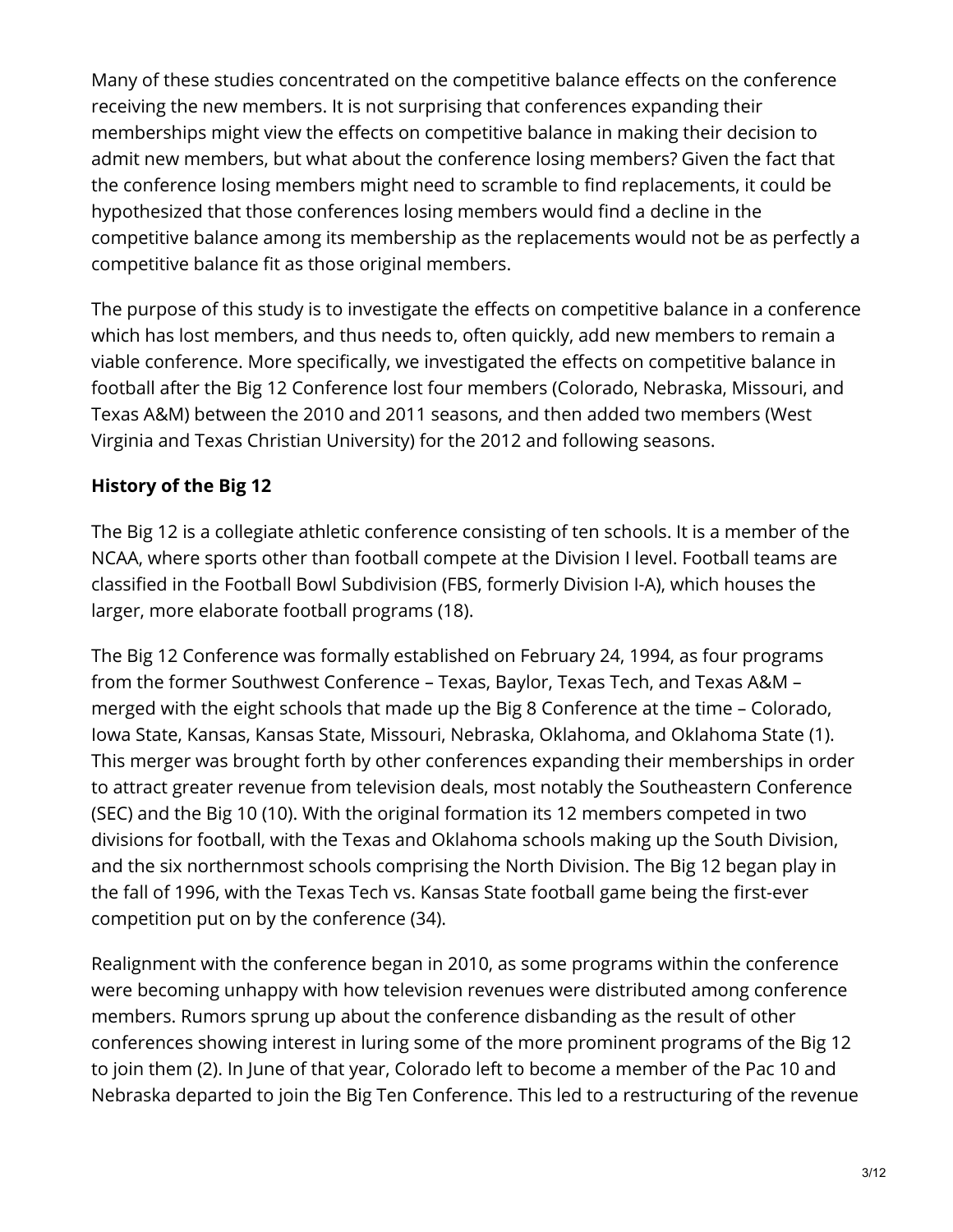Many of these studies concentrated on the competitive balance effects on the conference receiving the new members. It is not surprising that conferences expanding their memberships might view the effects on competitive balance in making their decision to admit new members, but what about the conference losing members? Given the fact that the conference losing members might need to scramble to find replacements, it could be hypothesized that those conferences losing members would find a decline in the competitive balance among its membership as the replacements would not be as perfectly a competitive balance fit as those original members.

The purpose of this study is to investigate the effects on competitive balance in a conference which has lost members, and thus needs to, often quickly, add new members to remain a viable conference. More specifically, we investigated the effects on competitive balance in football after the Big 12 Conference lost four members (Colorado, Nebraska, Missouri, and Texas A&M) between the 2010 and 2011 seasons, and then added two members (West Virginia and Texas Christian University) for the 2012 and following seasons.

**History of the Big 12**

The Big 12 is a collegiate athletic conference consisting of ten schools. It is a member of the NCAA, where sports other than football compete at the Division I level. Football teams are classified in the Football Bowl Subdivision (FBS, formerly Division I-A), which houses the larger, more elaborate football programs (18).

The Big 12 Conference was formally established on February 24, 1994, as four programs from the former Southwest Conference – Texas, Baylor, Texas Tech, and Texas A&M – merged with the eight schools that made up the Big 8 Conference at the time – Colorado, Iowa State, Kansas, Kansas State, Missouri, Nebraska, Oklahoma, and Oklahoma State (1). This merger was brought forth by other conferences expanding their memberships in order to attract greater revenue from television deals, most notably the Southeastern Conference (SEC) and the Big 10 (10). With the original formation its 12 members competed in two divisions for football, with the Texas and Oklahoma schools making up the South Division, and the six northernmost schools comprising the North Division. The Big 12 began play in the fall of 1996, with the Texas Tech vs. Kansas State football game being the first-ever competition put on by the conference (34).

Realignment with the conference began in 2010, as some programs within the conference were becoming unhappy with how television revenues were distributed among conference members. Rumors sprung up about the conference disbanding as the result of other conferences showing interest in luring some of the more prominent programs of the Big 12 to join them (2). In June of that year, Colorado left to become a member of the Pac 10 and Nebraska departed to join the Big Ten Conference. This led to a restructuring of the revenue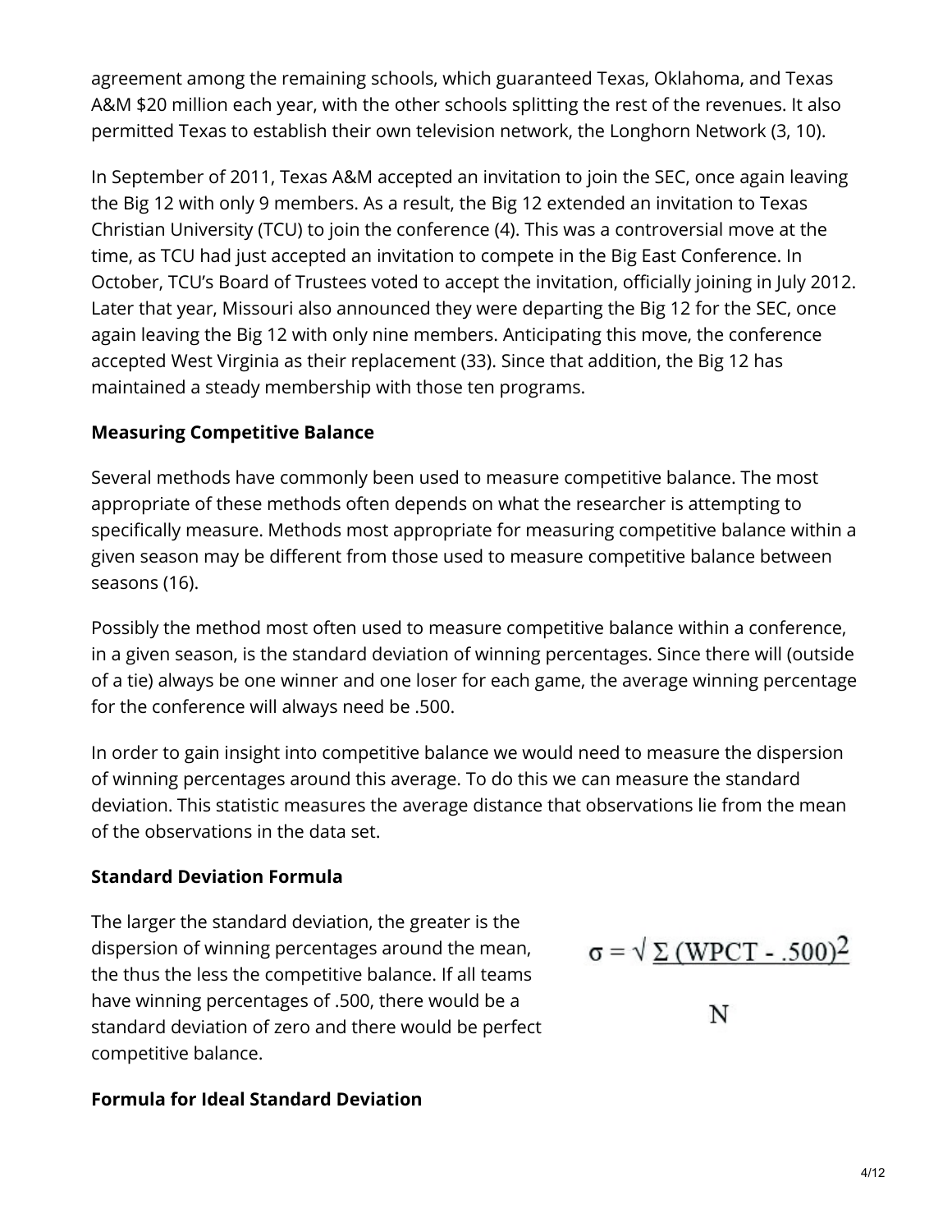agreement among the remaining schools, which guaranteed Texas, Oklahoma, and Texas A&M $20 million each year, with the other schools splitting the rest of the revenues. It also permitted Texas to establish their own television network, the Longhorn Network (3, 10).

In September of 2011, Texas A&M accepted an invitation to join the SEC, once again leaving the Big 12 with only 9 members. As a result, the Big 12 extended an invitation to Texas Christian University (TCU) to join the conference (4). This was a controversial move at the time, as TCU had just accepted an invitation to compete in the Big East Conference. In October, TCU's Board of Trustees voted to accept the invitation, officially joining in July 2012. Later that year, Missouri also announced they were departing the Big 12 for the SEC, once again leaving the Big 12 with only nine members. Anticipating this move, the conference accepted West Virginia as their replacement (33). Since that addition, the Big 12 has maintained a steady membership with those ten programs.

**Measuring Competitive Balance**

Several methods have commonly been used to measure competitive balance. The most appropriate of these methods often depends on what the researcher is attempting to specifically measure. Methods most appropriate for measuring competitive balance within a given season may be different from those used to measure competitive balance between seasons (16).

Possibly the method most often used to measure competitive balance within a conference, in a given season, is the standard deviation of winning percentages. Since there will (outside of a tie) always be one winner and one loser for each game, the average winning percentage for the conference will always need be .500.

In order to gain insight into competitive balance we would need to measure the dispersion of winning percentages around this average. To do this we can measure the standard deviation. This statistic measures the average distance that observations lie from the mean of the observations in the data set.

**Standard Deviation Formula**

The larger the standard deviation, the greater is the dispersion of winning percentages around the mean, the thus the less the competitive balance. If all teams have winning percentages of .500, there would be a standard deviation of zero and there would be perfect competitive balance.

$$\sigma = \sqrt{\frac{\Sigma\,(\text{WPCT} - .500)^2}{N}}$$

**Formula for Ideal Standard Deviation**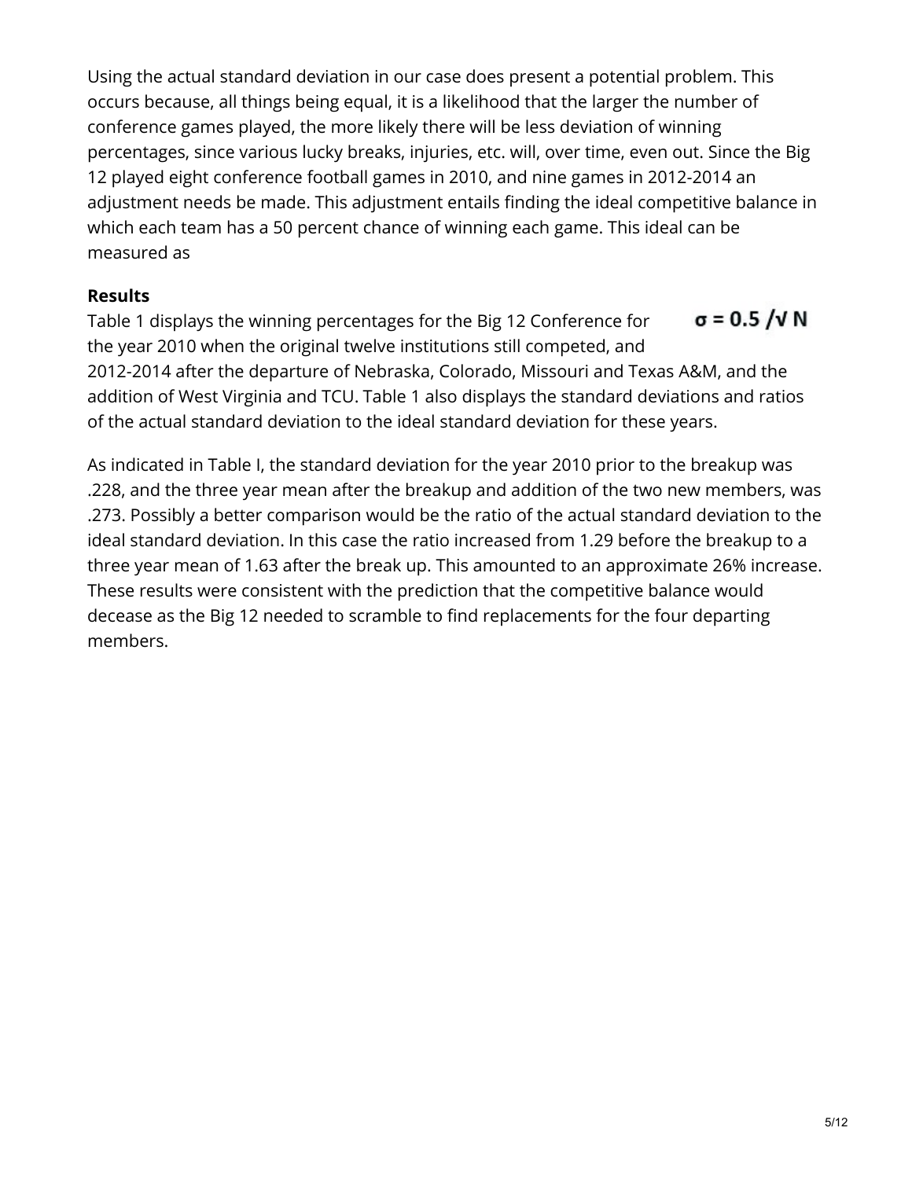Using the actual standard deviation in our case does present a potential problem. This occurs because, all things being equal, it is a likelihood that the larger the number of conference games played, the more likely there will be less deviation of winning percentages, since various lucky breaks, injuries, etc. will, over time, even out. Since the Big 12 played eight conference football games in 2010, and nine games in 2012-2014 an adjustment needs be made. This adjustment entails finding the ideal competitive balance in which each team has a 50 percent chance of winning each game. This ideal can be measured as

$$\sigma = 0.5 / \sqrt{N}$$

**Results**

Table 1 displays the winning percentages for the Big 12 Conference for the year 2010 when the original twelve institutions still competed, and 2012-2014 after the departure of Nebraska, Colorado, Missouri and Texas A&M, and the addition of West Virginia and TCU. Table 1 also displays the standard deviations and ratios of the actual standard deviation to the ideal standard deviation for these years.

As indicated in Table I, the standard deviation for the year 2010 prior to the breakup was .228, and the three year mean after the breakup and addition of the two new members, was .273. Possibly a better comparison would be the ratio of the actual standard deviation to the ideal standard deviation. In this case the ratio increased from 1.29 before the breakup to a three year mean of 1.63 after the break up. This amounted to an approximate 26% increase. These results were consistent with the prediction that the competitive balance would decease as the Big 12 needed to scramble to find replacements for the four departing members.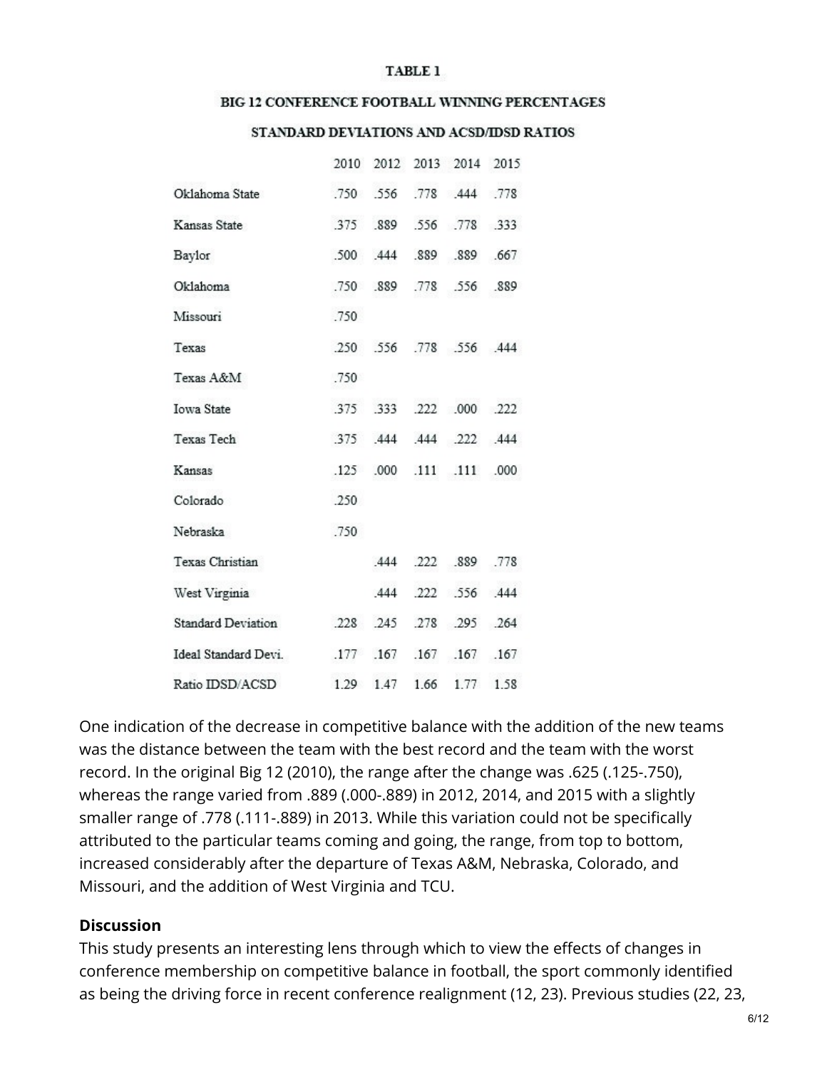**TABLE 1**

**BIG 12 CONFERENCE FOOTBALL WINNING PERCENTAGES**

**STANDARD DEVIATIONS AND ACSD/IDSD RATIOS**

| | 2010 | 2012 | 2013 | 2014 | 2015 |
|---|---|---|---|---|---|
| Oklahoma State | .750 | .556 | .778 | .444 | .778 |
| Kansas State | .375 | .889 | .556 | .778 | .333 |
| Baylor | .500 | .444 | .889 | .889 | .667 |
| Oklahoma | .750 | .889 | .778 | .556 | .889 |
| Missouri | .750 | | | | |
| Texas | .250 | .556 | .778 | .556 | .444 |
| Texas A&M | .750 | | | | |
| Iowa State | .375 | .333 | .222 | .000 | .222 |
| Texas Tech | .375 | .444 | .444 | .222 | .444 |
| Kansas | .125 | .000 | .111 | .111 | .000 |
| Colorado | .250 | | | | |
| Nebraska | .750 | | | | |
| Texas Christian | | .444 | .222 | .889 | .778 |
| West Virginia | | .444 | .222 | .556 | .444 |
| Standard Deviation | .228 | .245 | .278 | .295 | .264 |
| Ideal Standard Devi. | .177 | .167 | .167 | .167 | .167 |
| Ratio IDSD/ACSD | 1.29 | 1.47 | 1.66 | 1.77 | 1.58 |

One indication of the decrease in competitive balance with the addition of the new teams was the distance between the team with the best record and the team with the worst record. In the original Big 12 (2010), the range after the change was .625 (.125-.750), whereas the range varied from .889 (.000-.889) in 2012, 2014, and 2015 with a slightly smaller range of .778 (.111-.889) in 2013. While this variation could not be specifically attributed to the particular teams coming and going, the range, from top to bottom, increased considerably after the departure of Texas A&M, Nebraska, Colorado, and Missouri, and the addition of West Virginia and TCU.

**Discussion**

This study presents an interesting lens through which to view the effects of changes in conference membership on competitive balance in football, the sport commonly identified as being the driving force in recent conference realignment (12, 23). Previous studies (22, 23,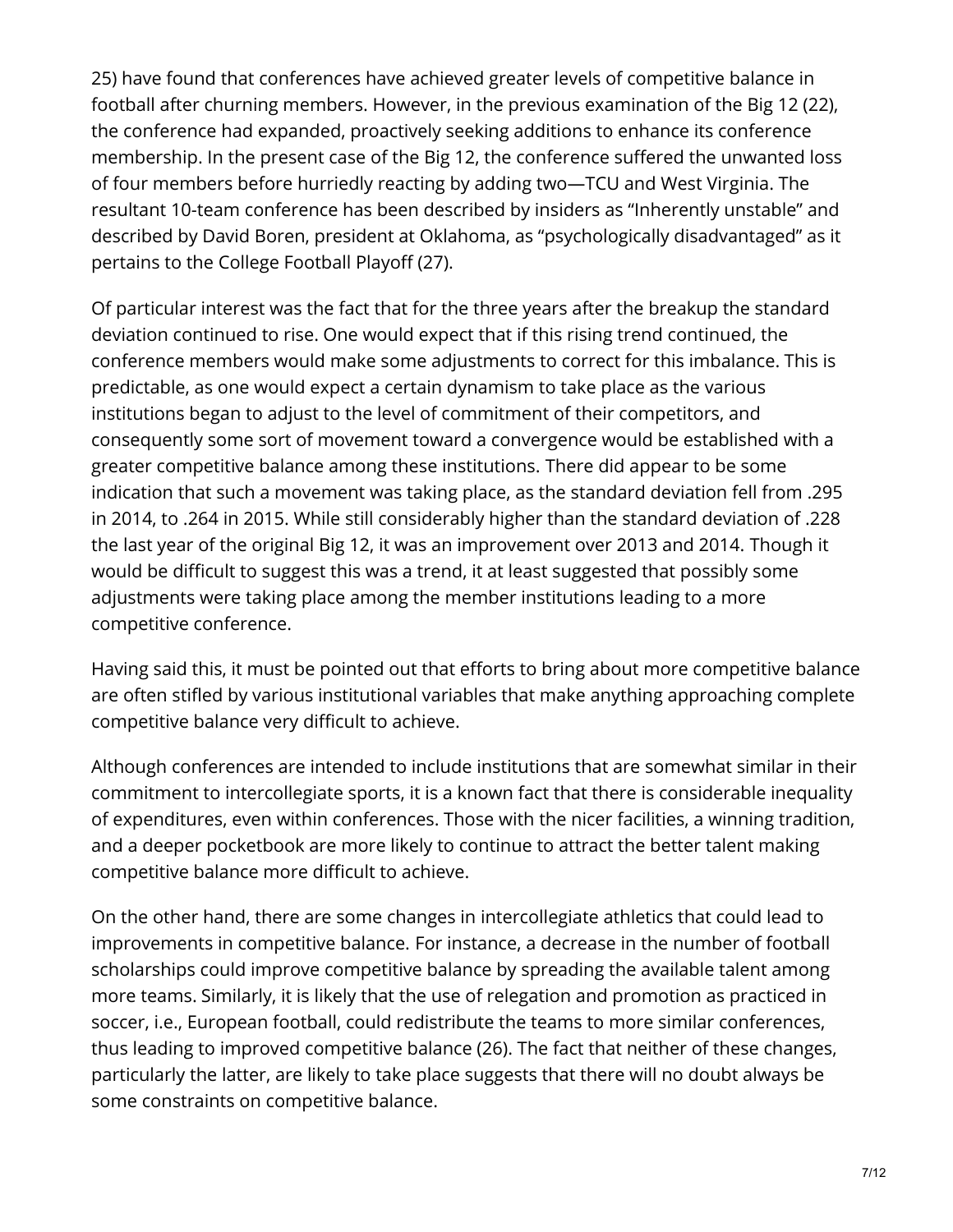25) have found that conferences have achieved greater levels of competitive balance in football after churning members. However, in the previous examination of the Big 12 (22), the conference had expanded, proactively seeking additions to enhance its conference membership. In the present case of the Big 12, the conference suffered the unwanted loss of four members before hurriedly reacting by adding two—TCU and West Virginia. The resultant 10-team conference has been described by insiders as "Inherently unstable" and described by David Boren, president at Oklahoma, as "psychologically disadvantaged" as it pertains to the College Football Playoff (27).

Of particular interest was the fact that for the three years after the breakup the standard deviation continued to rise. One would expect that if this rising trend continued, the conference members would make some adjustments to correct for this imbalance. This is predictable, as one would expect a certain dynamism to take place as the various institutions began to adjust to the level of commitment of their competitors, and consequently some sort of movement toward a convergence would be established with a greater competitive balance among these institutions. There did appear to be some indication that such a movement was taking place, as the standard deviation fell from .295 in 2014, to .264 in 2015. While still considerably higher than the standard deviation of .228 the last year of the original Big 12, it was an improvement over 2013 and 2014. Though it would be difficult to suggest this was a trend, it at least suggested that possibly some adjustments were taking place among the member institutions leading to a more competitive conference.

Having said this, it must be pointed out that efforts to bring about more competitive balance are often stifled by various institutional variables that make anything approaching complete competitive balance very difficult to achieve.

Although conferences are intended to include institutions that are somewhat similar in their commitment to intercollegiate sports, it is a known fact that there is considerable inequality of expenditures, even within conferences. Those with the nicer facilities, a winning tradition, and a deeper pocketbook are more likely to continue to attract the better talent making competitive balance more difficult to achieve.

On the other hand, there are some changes in intercollegiate athletics that could lead to improvements in competitive balance. For instance, a decrease in the number of football scholarships could improve competitive balance by spreading the available talent among more teams. Similarly, it is likely that the use of relegation and promotion as practiced in soccer, i.e., European football, could redistribute the teams to more similar conferences, thus leading to improved competitive balance (26). The fact that neither of these changes, particularly the latter, are likely to take place suggests that there will no doubt always be some constraints on competitive balance.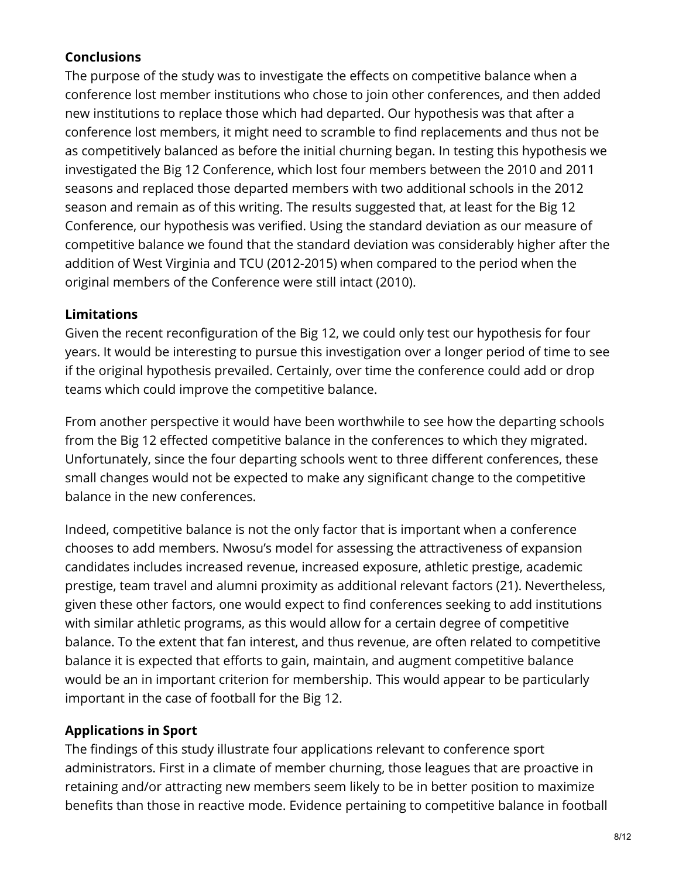### Conclusions

The purpose of the study was to investigate the effects on competitive balance when a conference lost member institutions who chose to join other conferences, and then added new institutions to replace those which had departed. Our hypothesis was that after a conference lost members, it might need to scramble to find replacements and thus not be as competitively balanced as before the initial churning began. In testing this hypothesis we investigated the Big 12 Conference, which lost four members between the 2010 and 2011 seasons and replaced those departed members with two additional schools in the 2012 season and remain as of this writing. The results suggested that, at least for the Big 12 Conference, our hypothesis was verified. Using the standard deviation as our measure of competitive balance we found that the standard deviation was considerably higher after the addition of West Virginia and TCU (2012-2015) when compared to the period when the original members of the Conference were still intact (2010).

### Limitations

Given the recent reconfiguration of the Big 12, we could only test our hypothesis for four years. It would be interesting to pursue this investigation over a longer period of time to see if the original hypothesis prevailed. Certainly, over time the conference could add or drop teams which could improve the competitive balance.

From another perspective it would have been worthwhile to see how the departing schools from the Big 12 effected competitive balance in the conferences to which they migrated. Unfortunately, since the four departing schools went to three different conferences, these small changes would not be expected to make any significant change to the competitive balance in the new conferences.

Indeed, competitive balance is not the only factor that is important when a conference chooses to add members. Nwosu's model for assessing the attractiveness of expansion candidates includes increased revenue, increased exposure, athletic prestige, academic prestige, team travel and alumni proximity as additional relevant factors (21). Nevertheless, given these other factors, one would expect to find conferences seeking to add institutions with similar athletic programs, as this would allow for a certain degree of competitive balance. To the extent that fan interest, and thus revenue, are often related to competitive balance it is expected that efforts to gain, maintain, and augment competitive balance would be an in important criterion for membership. This would appear to be particularly important in the case of football for the Big 12.

### Applications in Sport

The findings of this study illustrate four applications relevant to conference sport administrators. First in a climate of member churning, those leagues that are proactive in retaining and/or attracting new members seem likely to be in better position to maximize benefits than those in reactive mode. Evidence pertaining to competitive balance in football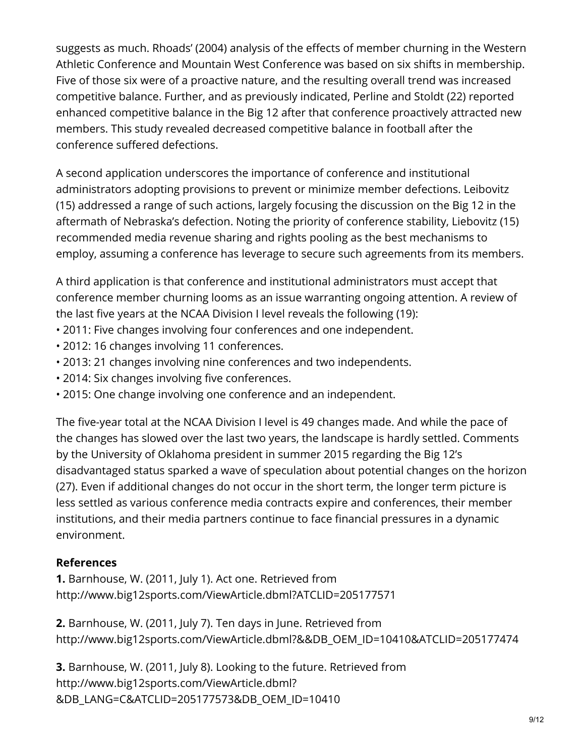suggests as much. Rhoads' (2004) analysis of the effects of member churning in the Western Athletic Conference and Mountain West Conference was based on six shifts in membership. Five of those six were of a proactive nature, and the resulting overall trend was increased competitive balance. Further, and as previously indicated, Perline and Stoldt (22) reported enhanced competitive balance in the Big 12 after that conference proactively attracted new members. This study revealed decreased competitive balance in football after the conference suffered defections.

A second application underscores the importance of conference and institutional administrators adopting provisions to prevent or minimize member defections. Leibovitz (15) addressed a range of such actions, largely focusing the discussion on the Big 12 in the aftermath of Nebraska's defection. Noting the priority of conference stability, Liebovitz (15) recommended media revenue sharing and rights pooling as the best mechanisms to employ, assuming a conference has leverage to secure such agreements from its members.

A third application is that conference and institutional administrators must accept that conference member churning looms as an issue warranting ongoing attention. A review of the last five years at the NCAA Division I level reveals the following (19):

- 2011: Five changes involving four conferences and one independent.
- 2012: 16 changes involving 11 conferences.
- 2013: 21 changes involving nine conferences and two independents.
- 2014: Six changes involving five conferences.
- 2015: One change involving one conference and an independent.

The five-year total at the NCAA Division I level is 49 changes made. And while the pace of the changes has slowed over the last two years, the landscape is hardly settled. Comments by the University of Oklahoma president in summer 2015 regarding the Big 12's disadvantaged status sparked a wave of speculation about potential changes on the horizon (27). Even if additional changes do not occur in the short term, the longer term picture is less settled as various conference media contracts expire and conferences, their member institutions, and their media partners continue to face financial pressures in a dynamic environment.

**References**

**1.** Barnhouse, W. (2011, July 1). Act one. Retrieved from http://www.big12sports.com/ViewArticle.dbml?ATCLID=205177571

**2.** Barnhouse, W. (2011, July 7). Ten days in June. Retrieved from http://www.big12sports.com/ViewArticle.dbml?&&DB_OEM_ID=10410&ATCLID=205177474

**3.** Barnhouse, W. (2011, July 8). Looking to the future. Retrieved from http://www.big12sports.com/ViewArticle.dbml?&DB_LANG=C&ATCLID=205177573&DB_OEM_ID=10410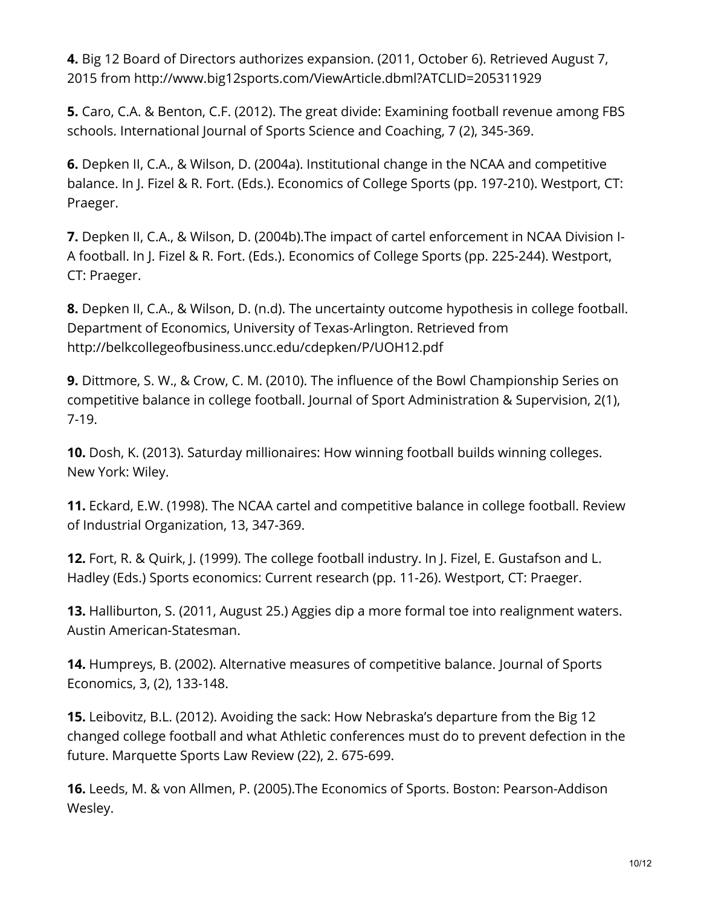**4.** Big 12 Board of Directors authorizes expansion. (2011, October 6). Retrieved August 7, 2015 from http://www.big12sports.com/ViewArticle.dbml?ATCLID=205311929

**5.** Caro, C.A. & Benton, C.F. (2012). The great divide: Examining football revenue among FBS schools. International Journal of Sports Science and Coaching, 7 (2), 345-369.

**6.** Depken II, C.A., & Wilson, D. (2004a). Institutional change in the NCAA and competitive balance. In J. Fizel & R. Fort. (Eds.). Economics of College Sports (pp. 197-210). Westport, CT: Praeger.

**7.** Depken II, C.A., & Wilson, D. (2004b).The impact of cartel enforcement in NCAA Division I-A football. In J. Fizel & R. Fort. (Eds.). Economics of College Sports (pp. 225-244). Westport, CT: Praeger.

**8.** Depken II, C.A., & Wilson, D. (n.d). The uncertainty outcome hypothesis in college football. Department of Economics, University of Texas-Arlington. Retrieved from http://belkcollegeofbusiness.uncc.edu/cdepken/P/UOH12.pdf

**9.** Dittmore, S. W., & Crow, C. M. (2010). The influence of the Bowl Championship Series on competitive balance in college football. Journal of Sport Administration & Supervision, 2(1), 7-19.

**10.** Dosh, K. (2013). Saturday millionaires: How winning football builds winning colleges. New York: Wiley.

**11.** Eckard, E.W. (1998). The NCAA cartel and competitive balance in college football. Review of Industrial Organization, 13, 347-369.

**12.** Fort, R. & Quirk, J. (1999). The college football industry. In J. Fizel, E. Gustafson and L. Hadley (Eds.) Sports economics: Current research (pp. 11-26). Westport, CT: Praeger.

**13.** Halliburton, S. (2011, August 25.) Aggies dip a more formal toe into realignment waters. Austin American-Statesman.

**14.** Humpreys, B. (2002). Alternative measures of competitive balance. Journal of Sports Economics, 3, (2), 133-148.

**15.** Leibovitz, B.L. (2012). Avoiding the sack: How Nebraska's departure from the Big 12 changed college football and what Athletic conferences must do to prevent defection in the future. Marquette Sports Law Review (22), 2. 675-699.

**16.** Leeds, M. & von Allmen, P. (2005).The Economics of Sports. Boston: Pearson-Addison Wesley.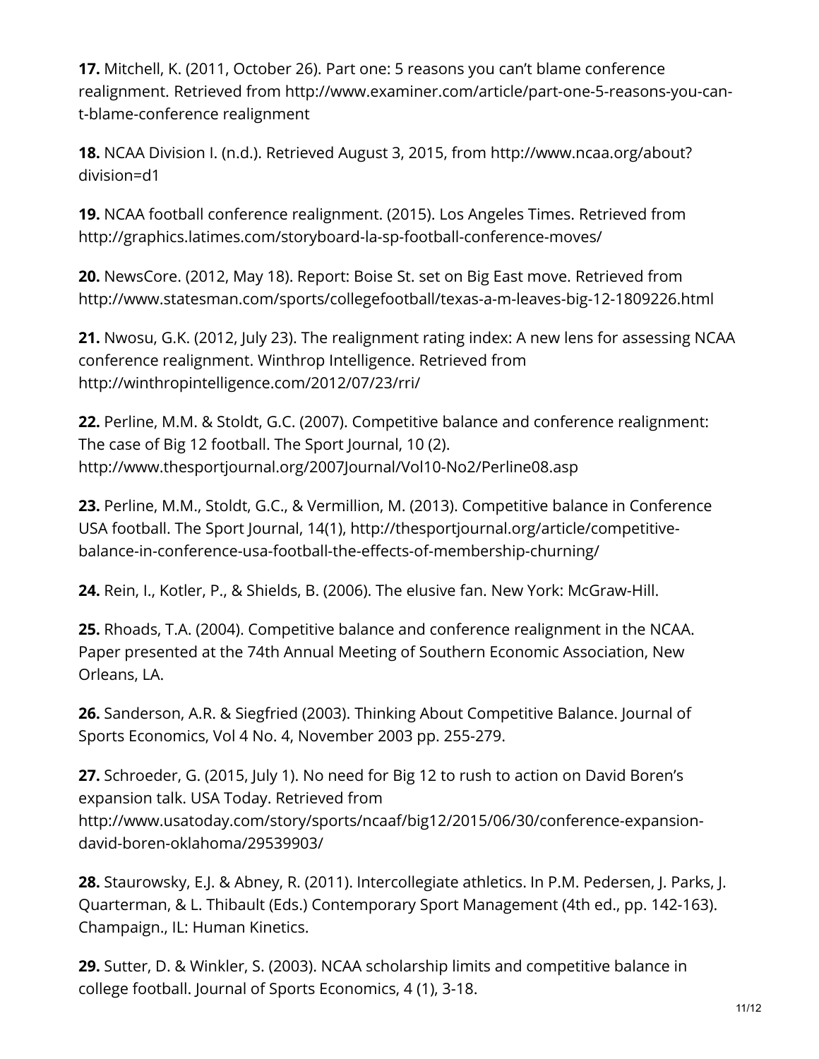**17.** Mitchell, K. (2011, October 26). Part one: 5 reasons you can't blame conference realignment. Retrieved from http://www.examiner.com/article/part-one-5-reasons-you-can-t-blame-conference realignment

**18.** NCAA Division I. (n.d.). Retrieved August 3, 2015, from http://www.ncaa.org/about?division=d1

**19.** NCAA football conference realignment. (2015). Los Angeles Times. Retrieved from http://graphics.latimes.com/storyboard-la-sp-football-conference-moves/

**20.** NewsCore. (2012, May 18). Report: Boise St. set on Big East move. Retrieved from http://www.statesman.com/sports/collegefootball/texas-a-m-leaves-big-12-1809226.html

**21.** Nwosu, G.K. (2012, July 23). The realignment rating index: A new lens for assessing NCAA conference realignment. Winthrop Intelligence. Retrieved from http://winthropintelligence.com/2012/07/23/rri/

**22.** Perline, M.M. & Stoldt, G.C. (2007). Competitive balance and conference realignment: The case of Big 12 football. The Sport Journal, 10 (2). http://www.thesportjournal.org/2007Journal/Vol10-No2/Perline08.asp

**23.** Perline, M.M., Stoldt, G.C., & Vermillion, M. (2013). Competitive balance in Conference USA football. The Sport Journal, 14(1), http://thesportjournal.org/article/competitive-balance-in-conference-usa-football-the-effects-of-membership-churning/

**24.** Rein, I., Kotler, P., & Shields, B. (2006). The elusive fan. New York: McGraw-Hill.

**25.** Rhoads, T.A. (2004). Competitive balance and conference realignment in the NCAA. Paper presented at the 74th Annual Meeting of Southern Economic Association, New Orleans, LA.

**26.** Sanderson, A.R. & Siegfried (2003). Thinking About Competitive Balance. Journal of Sports Economics, Vol 4 No. 4, November 2003 pp. 255-279.

**27.** Schroeder, G. (2015, July 1). No need for Big 12 to rush to action on David Boren's expansion talk. USA Today. Retrieved from http://www.usatoday.com/story/sports/ncaaf/big12/2015/06/30/conference-expansion-david-boren-oklahoma/29539903/

**28.** Staurowsky, E.J. & Abney, R. (2011). Intercollegiate athletics. In P.M. Pedersen, J. Parks, J. Quarterman, & L. Thibault (Eds.) Contemporary Sport Management (4th ed., pp. 142-163). Champaign., IL: Human Kinetics.

**29.** Sutter, D. & Winkler, S. (2003). NCAA scholarship limits and competitive balance in college football. Journal of Sports Economics, 4 (1), 3-18.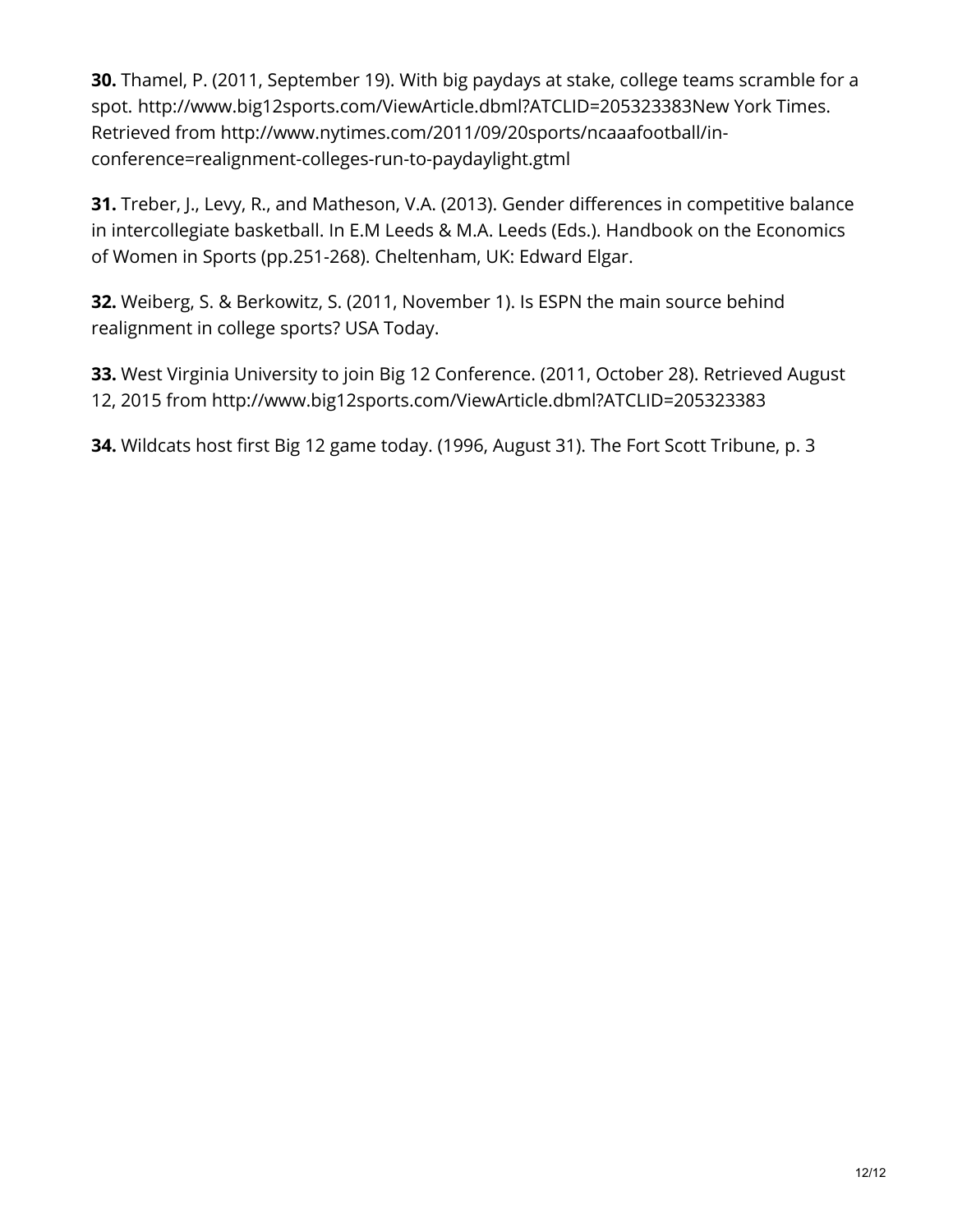**30.** Thamel, P. (2011, September 19). With big paydays at stake, college teams scramble for a spot. http://www.big12sports.com/ViewArticle.dbml?ATCLID=205323383New York Times. Retrieved from http://www.nytimes.com/2011/09/20sports/ncaaafootball/in-conference=realignment-colleges-run-to-paydaylight.gtml

**31.** Treber, J., Levy, R., and Matheson, V.A. (2013). Gender differences in competitive balance in intercollegiate basketball. In E.M Leeds & M.A. Leeds (Eds.). Handbook on the Economics of Women in Sports (pp.251-268). Cheltenham, UK: Edward Elgar.

**32.** Weiberg, S. & Berkowitz, S. (2011, November 1). Is ESPN the main source behind realignment in college sports? USA Today.

**33.** West Virginia University to join Big 12 Conference. (2011, October 28). Retrieved August 12, 2015 from http://www.big12sports.com/ViewArticle.dbml?ATCLID=205323383

**34.** Wildcats host first Big 12 game today. (1996, August 31). The Fort Scott Tribune, p. 3